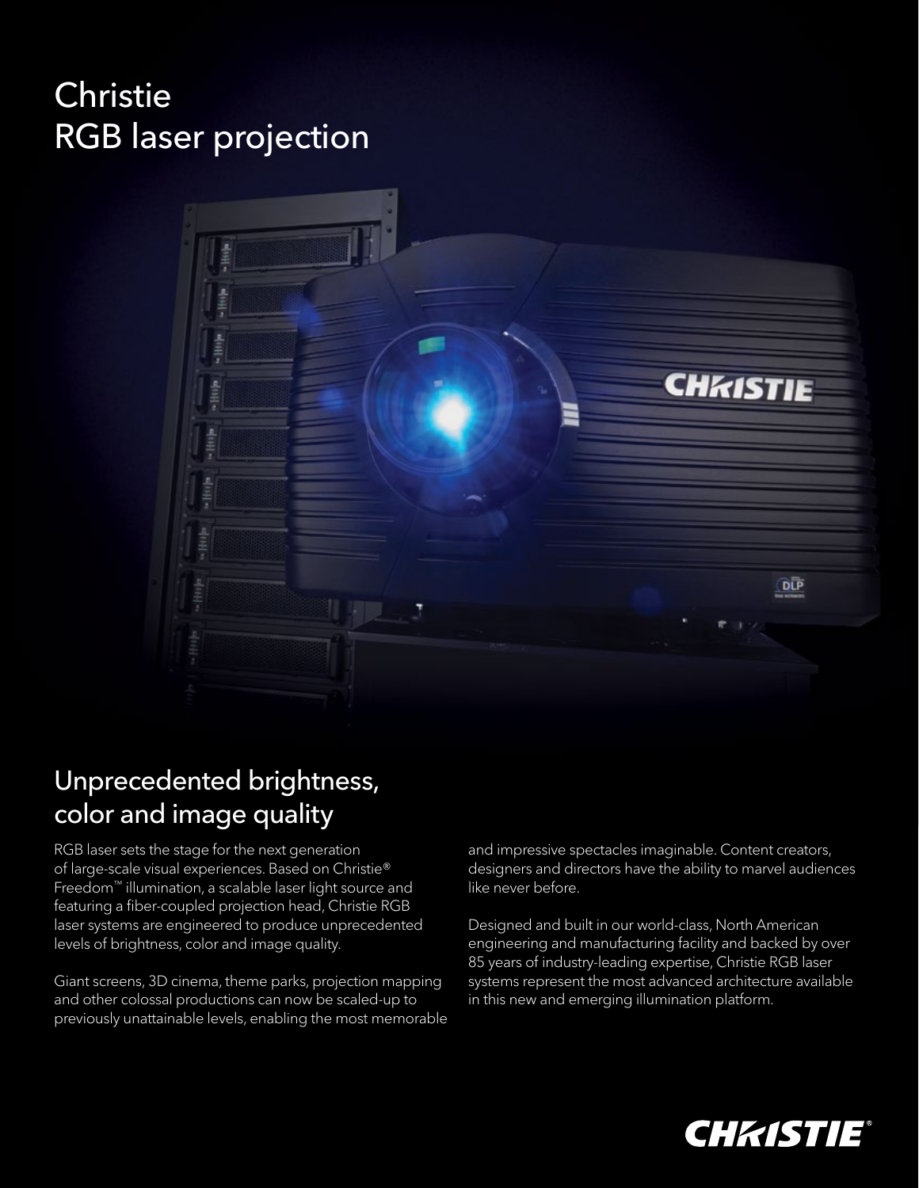# Christie
# RGB laser projection

## Unprecedented brightness, color and image quality

RGB laser sets the stage for the next generation of large-scale visual experiences. Based on Christie® Freedom™ illumination, a scalable laser light source and featuring a fiber-coupled projection head, Christie RGB laser systems are engineered to produce unprecedented levels of brightness, color and image quality.

Giant screens, 3D cinema, theme parks, projection mapping and other colossal productions can now be scaled-up to previously unattainable levels, enabling the most memorable and impressive spectacles imaginable. Content creators, designers and directors have the ability to marvel audiences like never before.

Designed and built in our world-class, North American engineering and manufacturing facility and backed by over 85 years of industry-leading expertise, Christie RGB laser systems represent the most advanced architecture available in this new and emerging illumination platform.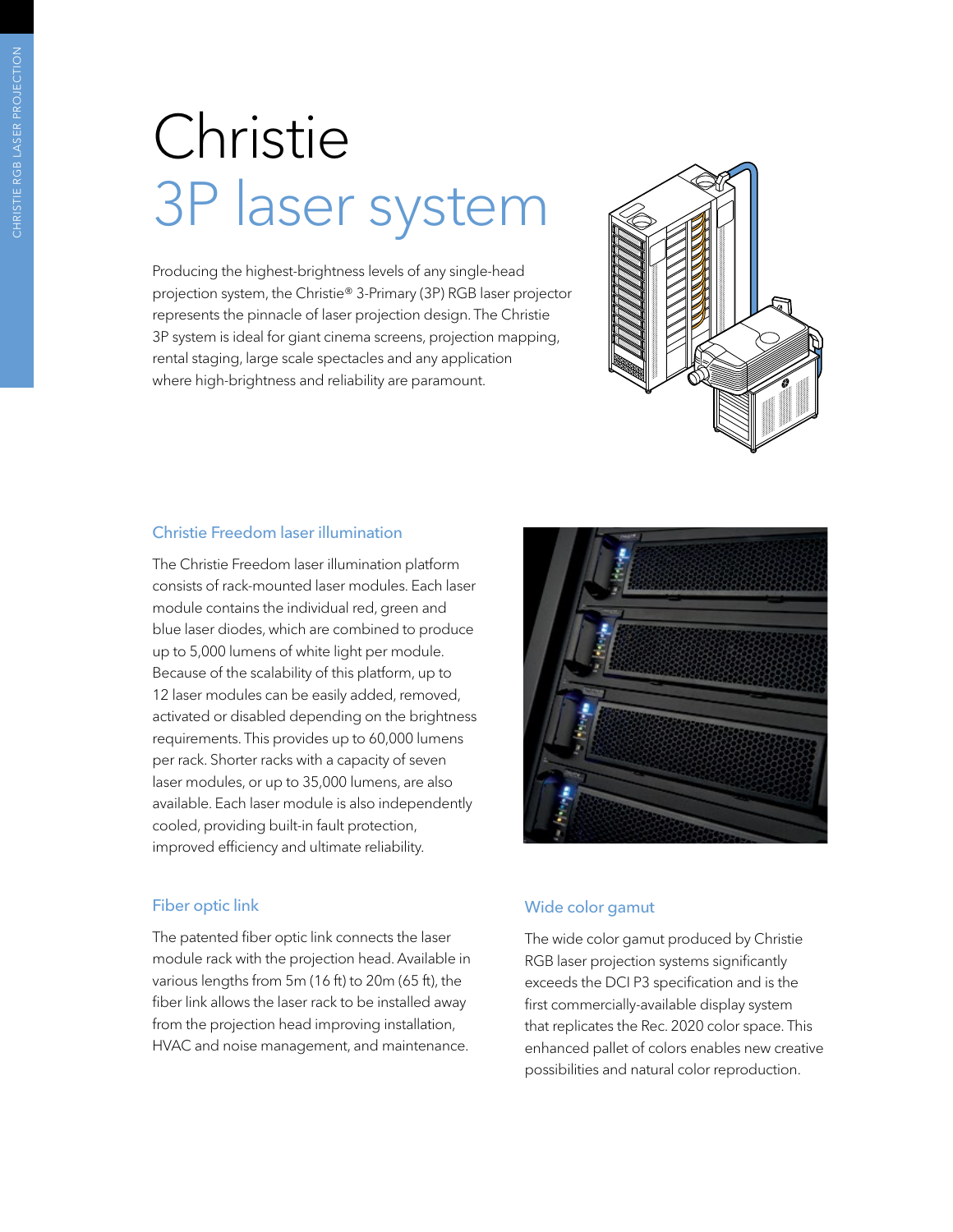# Christie
# 3P laser system

Producing the highest-brightness levels of any single-head projection system, the Christie® 3-Primary (3P) RGB laser projector represents the pinnacle of laser projection design. The Christie 3P system is ideal for giant cinema screens, projection mapping, rental staging, large scale spectacles and any application where high-brightness and reliability are paramount.

## Christie Freedom laser illumination

The Christie Freedom laser illumination platform consists of rack-mounted laser modules. Each laser module contains the individual red, green and blue laser diodes, which are combined to produce up to 5,000 lumens of white light per module. Because of the scalability of this platform, up to 12 laser modules can be easily added, removed, activated or disabled depending on the brightness requirements. This provides up to 60,000 lumens per rack. Shorter racks with a capacity of seven laser modules, or up to 35,000 lumens, are also available. Each laser module is also independently cooled, providing built-in fault protection, improved efficiency and ultimate reliability.

## Fiber optic link

The patented fiber optic link connects the laser module rack with the projection head. Available in various lengths from 5m (16 ft) to 20m (65 ft), the fiber link allows the laser rack to be installed away from the projection head improving installation, HVAC and noise management, and maintenance.

## Wide color gamut

The wide color gamut produced by Christie RGB laser projection systems significantly exceeds the DCI P3 specification and is the first commercially-available display system that replicates the Rec. 2020 color space. This enhanced pallet of colors enables new creative possibilities and natural color reproduction.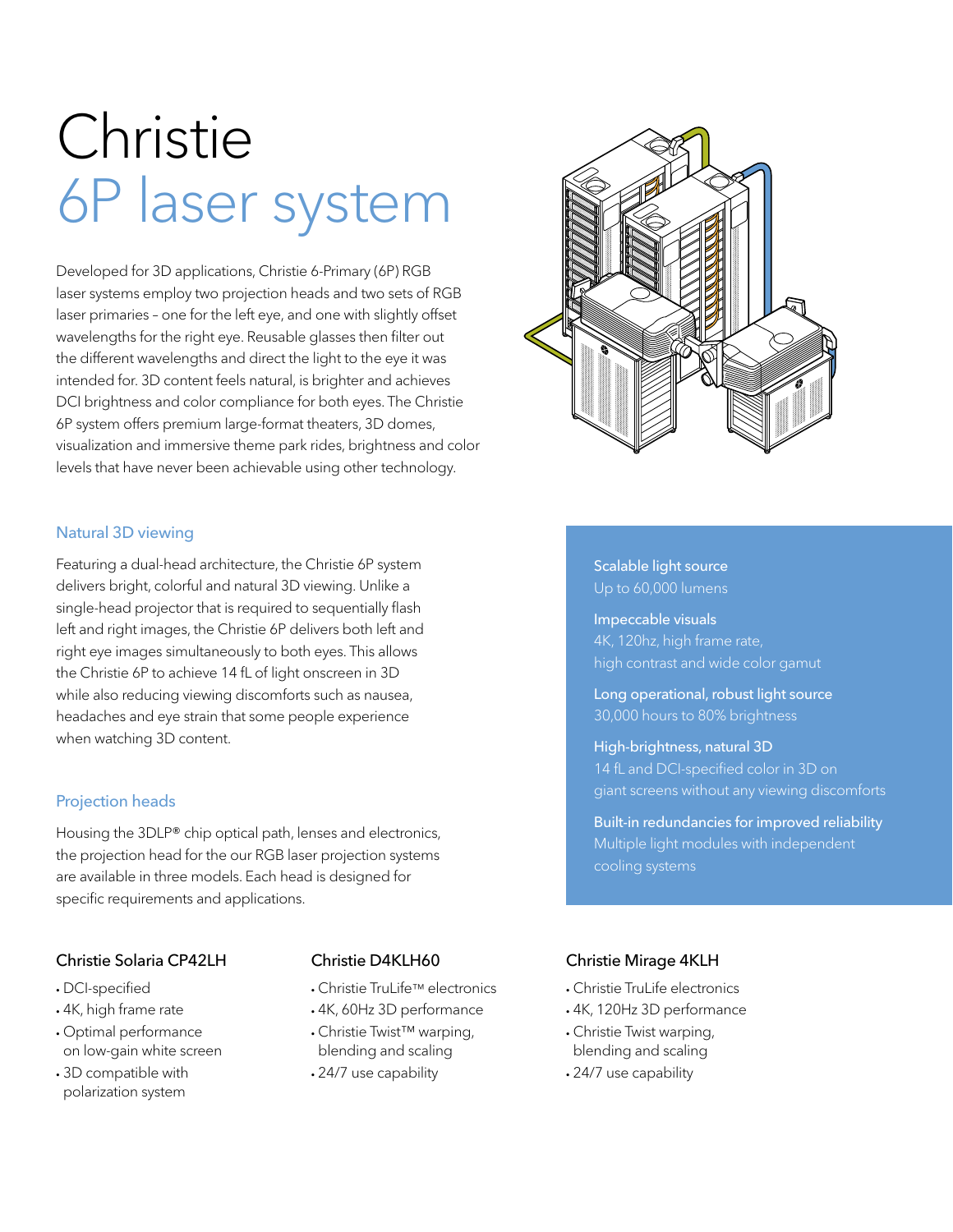# Christie
## 6P laser system

Developed for 3D applications, Christie 6-Primary (6P) RGB laser systems employ two projection heads and two sets of RGB laser primaries – one for the left eye, and one with slightly offset wavelengths for the right eye. Reusable glasses then filter out the different wavelengths and direct the light to the eye it was intended for. 3D content feels natural, is brighter and achieves DCI brightness and color compliance for both eyes. The Christie 6P system offers premium large-format theaters, 3D domes, visualization and immersive theme park rides, brightness and color levels that have never been achievable using other technology.

### Natural 3D viewing

Featuring a dual-head architecture, the Christie 6P system delivers bright, colorful and natural 3D viewing. Unlike a single-head projector that is required to sequentially flash left and right images, the Christie 6P delivers both left and right eye images simultaneously to both eyes. This allows the Christie 6P to achieve 14 fL of light onscreen in 3D while also reducing viewing discomforts such as nausea, headaches and eye strain that some people experience when watching 3D content.

### Projection heads

Housing the 3DLP® chip optical path, lenses and electronics, the projection head for the our RGB laser projection systems are available in three models. Each head is designed for specific requirements and applications.

**Scalable light source**
Up to 60,000 lumens

**Impeccable visuals**
4K, 120hz, high frame rate, high contrast and wide color gamut

**Long operational, robust light source**
30,000 hours to 80% brightness

**High-brightness, natural 3D**
14 fL and DCI-specified color in 3D on giant screens without any viewing discomforts

**Built-in redundancies for improved reliability**
Multiple light modules with independent cooling systems

#### Christie Solaria CP42LH

- DCI-specified
- 4K, high frame rate
- Optimal performance on low-gain white screen
- 3D compatible with polarization system

#### Christie D4KLH60

- Christie TruLife™ electronics
- 4K, 60Hz 3D performance
- Christie Twist™ warping, blending and scaling
- 24/7 use capability

#### Christie Mirage 4KLH

- Christie TruLife electronics
- 4K, 120Hz 3D performance
- Christie Twist warping, blending and scaling
- 24/7 use capability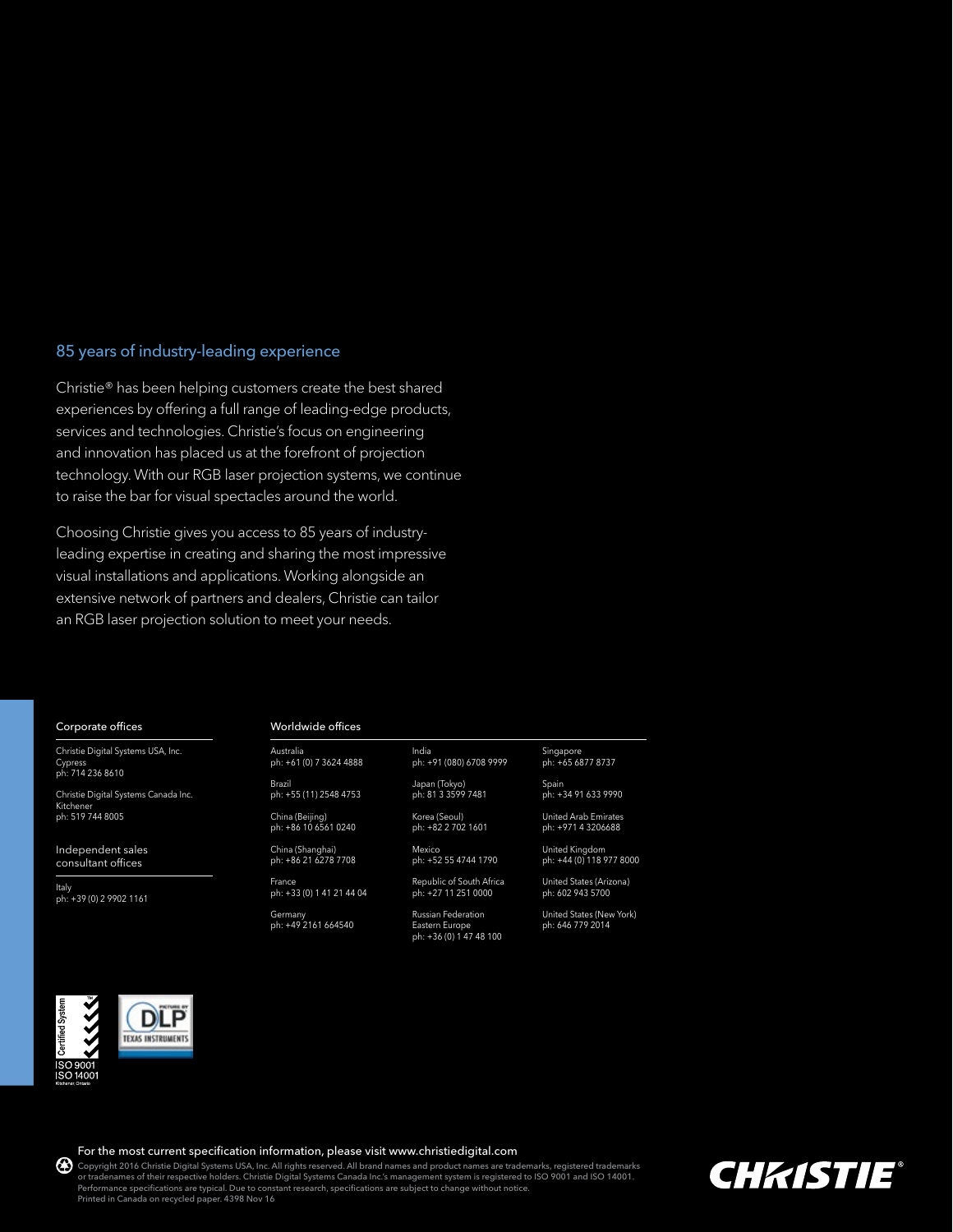## 85 years of industry-leading experience

Christie® has been helping customers create the best shared experiences by offering a full range of leading-edge products, services and technologies. Christie's focus on engineering and innovation has placed us at the forefront of projection technology. With our RGB laser projection systems, we continue to raise the bar for visual spectacles around the world.

Choosing Christie gives you access to 85 years of industry-leading expertise in creating and sharing the most impressive visual installations and applications. Working alongside an extensive network of partners and dealers, Christie can tailor an RGB laser projection solution to meet your needs.

### Corporate offices

Christie Digital Systems USA, Inc.
Cypress
ph: 714 236 8610

Christie Digital Systems Canada Inc.
Kitchener
ph: 519 744 8005

### Independent sales consultant offices

Italy
ph: +39 (0) 2 9902 1161

### Worldwide offices

Australia
ph: +61 (0) 7 3624 4888

Brazil
ph: +55 (11) 2548 4753

China (Beijing)
ph: +86 10 6561 0240

China (Shanghai)
ph: +86 21 6278 7708

France
ph: +33 (0) 1 41 21 44 04

Germany
ph: +49 2161 664540

India
ph: +91 (080) 6708 9999

Japan (Tokyo)
ph: 81 3 3599 7481

Korea (Seoul)
ph: +82 2 702 1601

Mexico
ph: +52 55 4744 1790

Republic of South Africa
ph: +27 11 251 0000

Russian Federation
Eastern Europe
ph: +36 (0) 1 47 48 100

Singapore
ph: +65 6877 8737

Spain
ph: +34 91 633 9990

United Arab Emirates
ph: +971 4 3206688

United Kingdom
ph: +44 (0) 118 977 8000

United States (Arizona)
ph: 602 943 5700

United States (New York)
ph: 646 779 2014

Certified System
ISO 9001
ISO 14001
Kitchener, Ontario

DLP Texas Instruments

For the most current specification information, please visit www.christiedigital.com

Copyright 2016 Christie Digital Systems USA, Inc. All rights reserved. All brand names and product names are trademarks, registered trademarks or tradenames of their respective holders. Christie Digital Systems Canada Inc.'s management system is registered to ISO 9001 and ISO 14001. Performance specifications are typical. Due to constant research, specifications are subject to change without notice.
Printed in Canada on recycled paper. 4398 Nov 16

CHRISTIE®